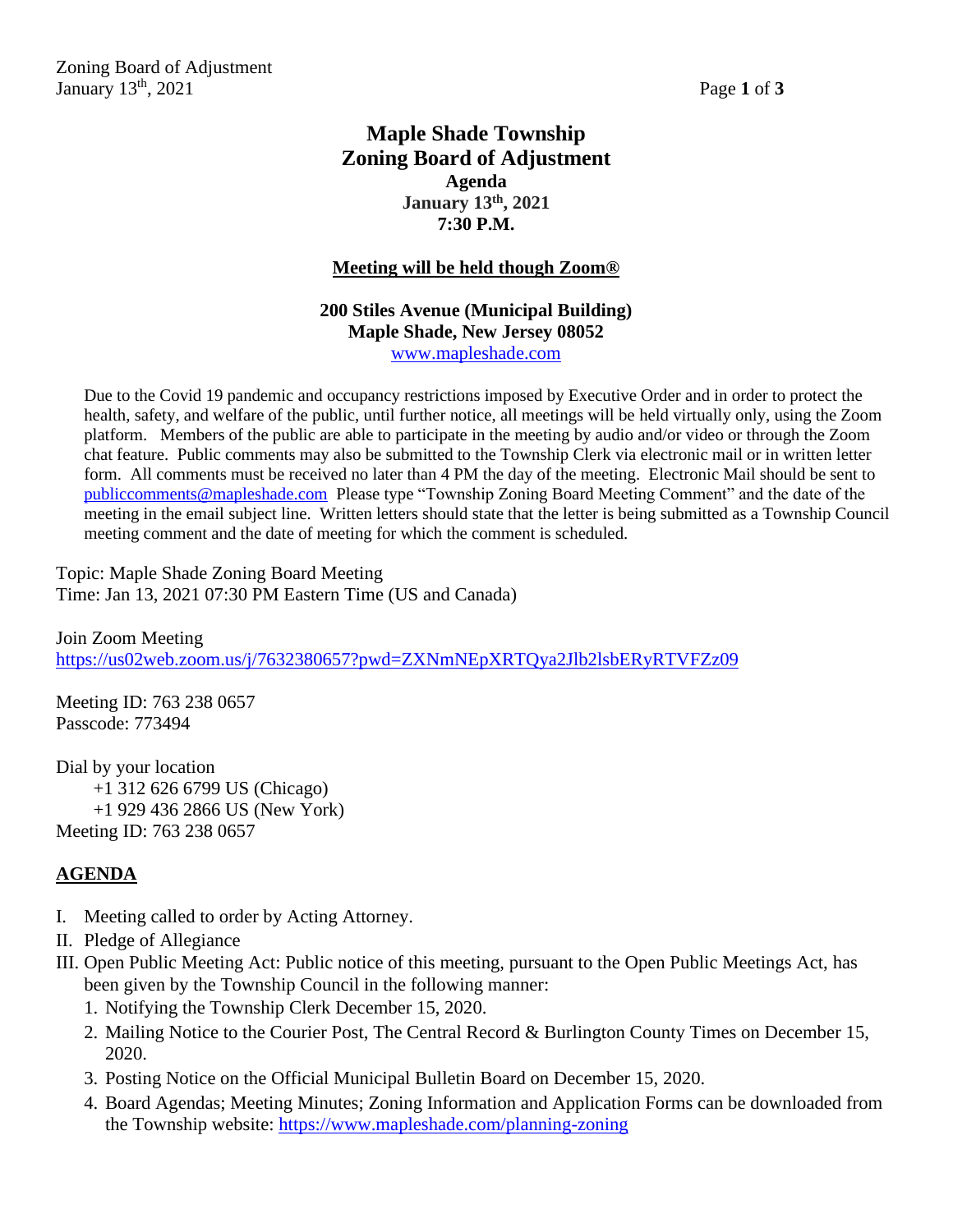# Maple Shade Township
# Zoning Board of Adjustment
**Agenda**
**January 13th, 2021**
**7:30 P.M.**

**Meeting will be held though Zoom®**

**200 Stiles Avenue (Municipal Building)**
**Maple Shade, New Jersey 08052**
www.mapleshade.com

Due to the Covid 19 pandemic and occupancy restrictions imposed by Executive Order and in order to protect the health, safety, and welfare of the public, until further notice, all meetings will be held virtually only, using the Zoom platform. Members of the public are able to participate in the meeting by audio and/or video or through the Zoom chat feature. Public comments may also be submitted to the Township Clerk via electronic mail or in written letter form. All comments must be received no later than 4 PM the day of the meeting. Electronic Mail should be sent to publiccomments@mapleshade.com Please type "Township Zoning Board Meeting Comment" and the date of the meeting in the email subject line. Written letters should state that the letter is being submitted as a Township Council meeting comment and the date of meeting for which the comment is scheduled.

Topic: Maple Shade Zoning Board Meeting
Time: Jan 13, 2021 07:30 PM Eastern Time (US and Canada)

Join Zoom Meeting
https://us02web.zoom.us/j/7632380657?pwd=ZXNmNEpXRTQya2Jlb2lsbERyRTVFZz09

Meeting ID: 763 238 0657
Passcode: 773494

Dial by your location
+1 312 626 6799 US (Chicago)
+1 929 436 2866 US (New York)
Meeting ID: 763 238 0657

## AGENDA

I. Meeting called to order by Acting Attorney.
II. Pledge of Allegiance
III. Open Public Meeting Act: Public notice of this meeting, pursuant to the Open Public Meetings Act, has been given by the Township Council in the following manner:
   1. Notifying the Township Clerk December 15, 2020.
   2. Mailing Notice to the Courier Post, The Central Record & Burlington County Times on December 15, 2020.
   3. Posting Notice on the Official Municipal Bulletin Board on December 15, 2020.
   4. Board Agendas; Meeting Minutes; Zoning Information and Application Forms can be downloaded from the Township website: https://www.mapleshade.com/planning-zoning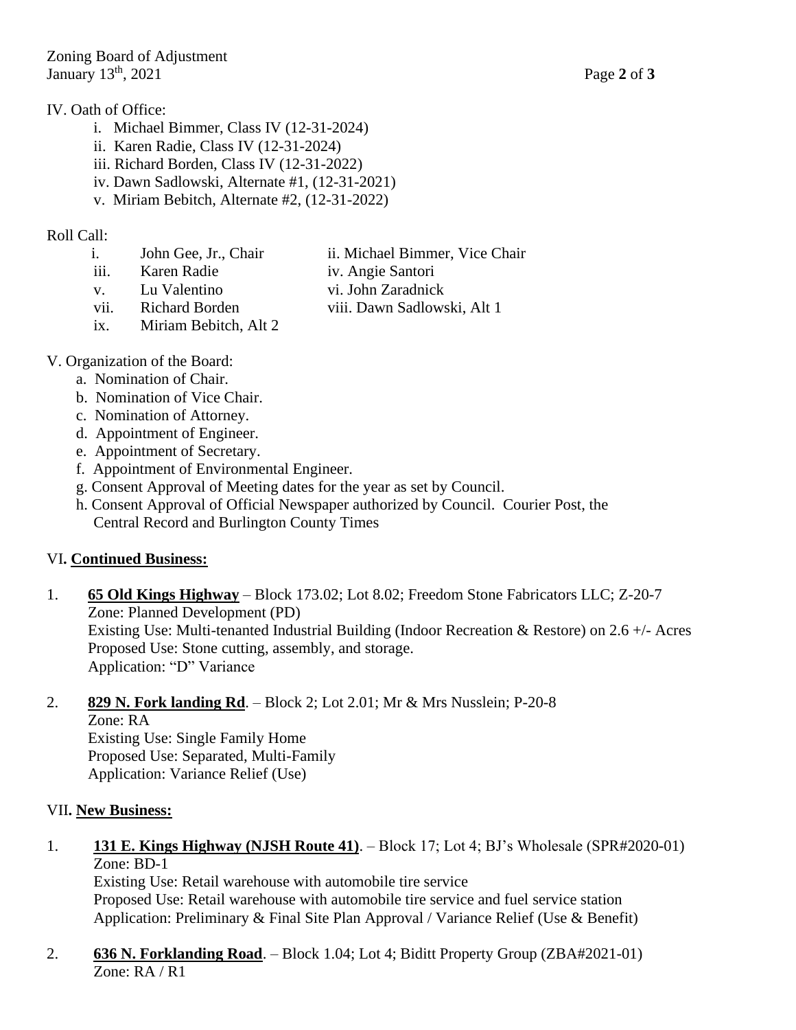IV. Oath of Office:

i. Michael Bimmer, Class IV (12-31-2024)
ii. Karen Radie, Class IV (12-31-2024)
iii. Richard Borden, Class IV (12-31-2022)
iv. Dawn Sadlowski, Alternate #1, (12-31-2021)
v. Miriam Bebitch, Alternate #2, (12-31-2022)

Roll Call:

i. John Gee, Jr., Chair
ii. Michael Bimmer, Vice Chair
iii. Karen Radie
iv. Angie Santori
v. Lu Valentino
vi. John Zaradnick
vii. Richard Borden
viii. Dawn Sadlowski, Alt 1
ix. Miriam Bebitch, Alt 2

V. Organization of the Board:

a. Nomination of Chair.
b. Nomination of Vice Chair.
c. Nomination of Attorney.
d. Appointment of Engineer.
e. Appointment of Secretary.
f. Appointment of Environmental Engineer.
g. Consent Approval of Meeting dates for the year as set by Council.
h. Consent Approval of Official Newspaper authorized by Council. Courier Post, the Central Record and Burlington County Times

VI**. Continued Business:**

1. **65 Old Kings Highway** – Block 173.02; Lot 8.02; Freedom Stone Fabricators LLC; Z-20-7
   Zone: Planned Development (PD)
   Existing Use: Multi-tenanted Industrial Building (Indoor Recreation & Restore) on 2.6 +/- Acres
   Proposed Use: Stone cutting, assembly, and storage.
   Application: "D" Variance

2. **829 N. Fork landing Rd**. – Block 2; Lot 2.01; Mr & Mrs Nusslein; P-20-8
   Zone: RA
   Existing Use: Single Family Home
   Proposed Use: Separated, Multi-Family
   Application: Variance Relief (Use)

VII**. New Business:**

1. **131 E. Kings Highway (NJSH Route 41)**. – Block 17; Lot 4; BJ's Wholesale (SPR#2020-01)
   Zone: BD-1
   Existing Use: Retail warehouse with automobile tire service
   Proposed Use: Retail warehouse with automobile tire service and fuel service station
   Application: Preliminary & Final Site Plan Approval / Variance Relief (Use & Benefit)

2. **636 N. Forklanding Road**. – Block 1.04; Lot 4; Biditt Property Group (ZBA#2021-01)
   Zone: RA / R1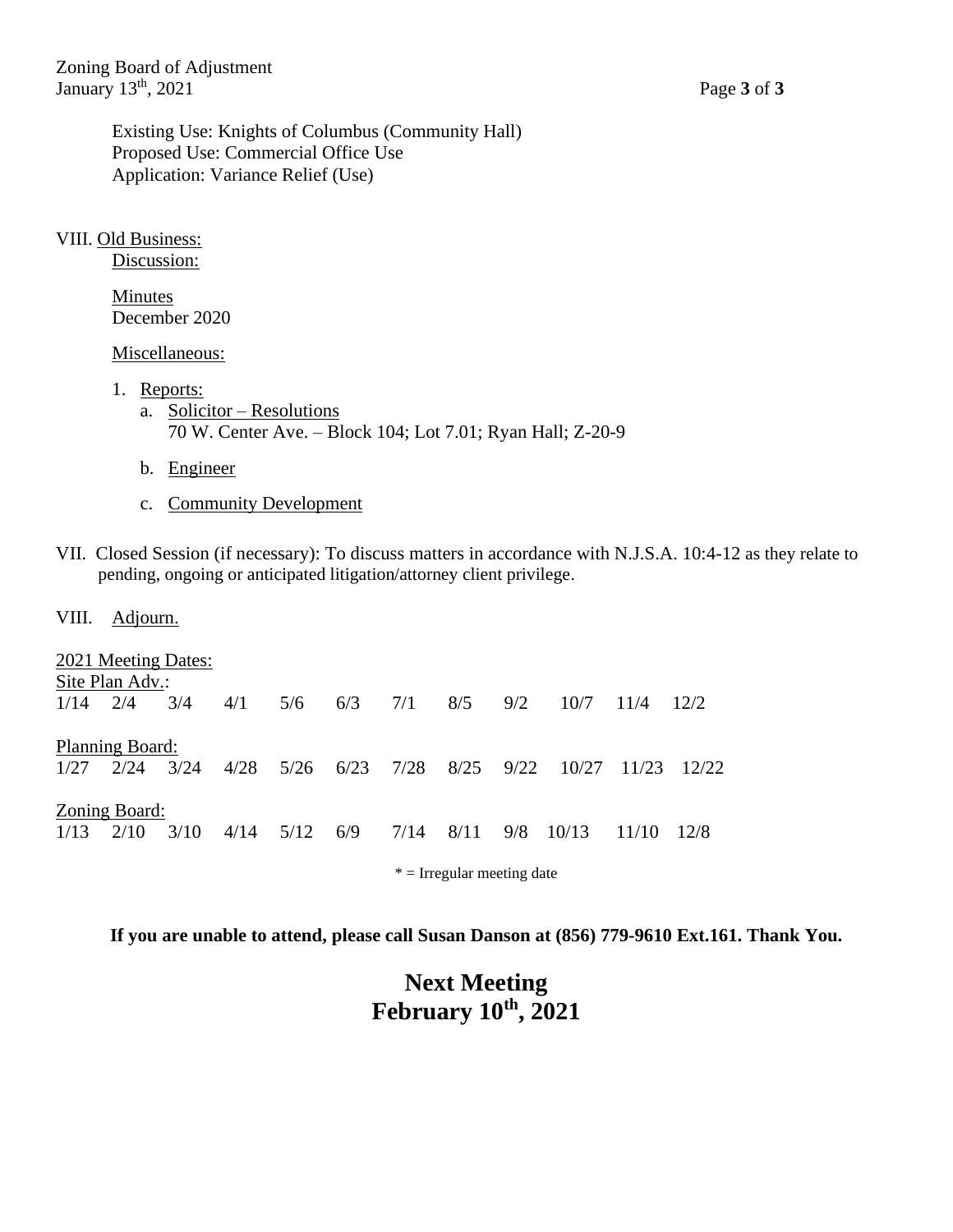Existing Use: Knights of Columbus (Community Hall)
Proposed Use: Commercial Office Use
Application: Variance Relief (Use)

VIII. Old Business:

Discussion:

Minutes
December 2020

Miscellaneous:

1. Reports:
   a. Solicitor – Resolutions
      70 W. Center Ave. – Block 104; Lot 7.01; Ryan Hall; Z-20-9
   b. Engineer
   c. Community Development

VII. Closed Session (if necessary): To discuss matters in accordance with N.J.S.A. 10:4-12 as they relate to pending, ongoing or anticipated litigation/attorney client privilege.

VIII. Adjourn.

2021 Meeting Dates:

Site Plan Adv.:

| | | | | | | | | | | | |
|---|---|---|---|---|---|---|---|---|---|---|---|
| 1/14 | 2/4 | 3/4 | 4/1 | 5/6 | 6/3 | 7/1 | 8/5 | 9/2 | 10/7 | 11/4 | 12/2 |

Planning Board:

| | | | | | | | | | | | |
|---|---|---|---|---|---|---|---|---|---|---|---|
| 1/27 | 2/24 | 3/24 | 4/28 | 5/26 | 6/23 | 7/28 | 8/25 | 9/22 | 10/27 | 11/23 | 12/22 |

Zoning Board:

| | | | | | | | | | | | |
|---|---|---|---|---|---|---|---|---|---|---|---|
| 1/13 | 2/10 | 3/10 | 4/14 | 5/12 | 6/9 | 7/14 | 8/11 | 9/8 | 10/13 | 11/10 | 12/8 |

* = Irregular meeting date

**If you are unable to attend, please call Susan Danson at (856) 779-9610 Ext.161. Thank You.**

**Next Meeting**
**February 10th, 2021**